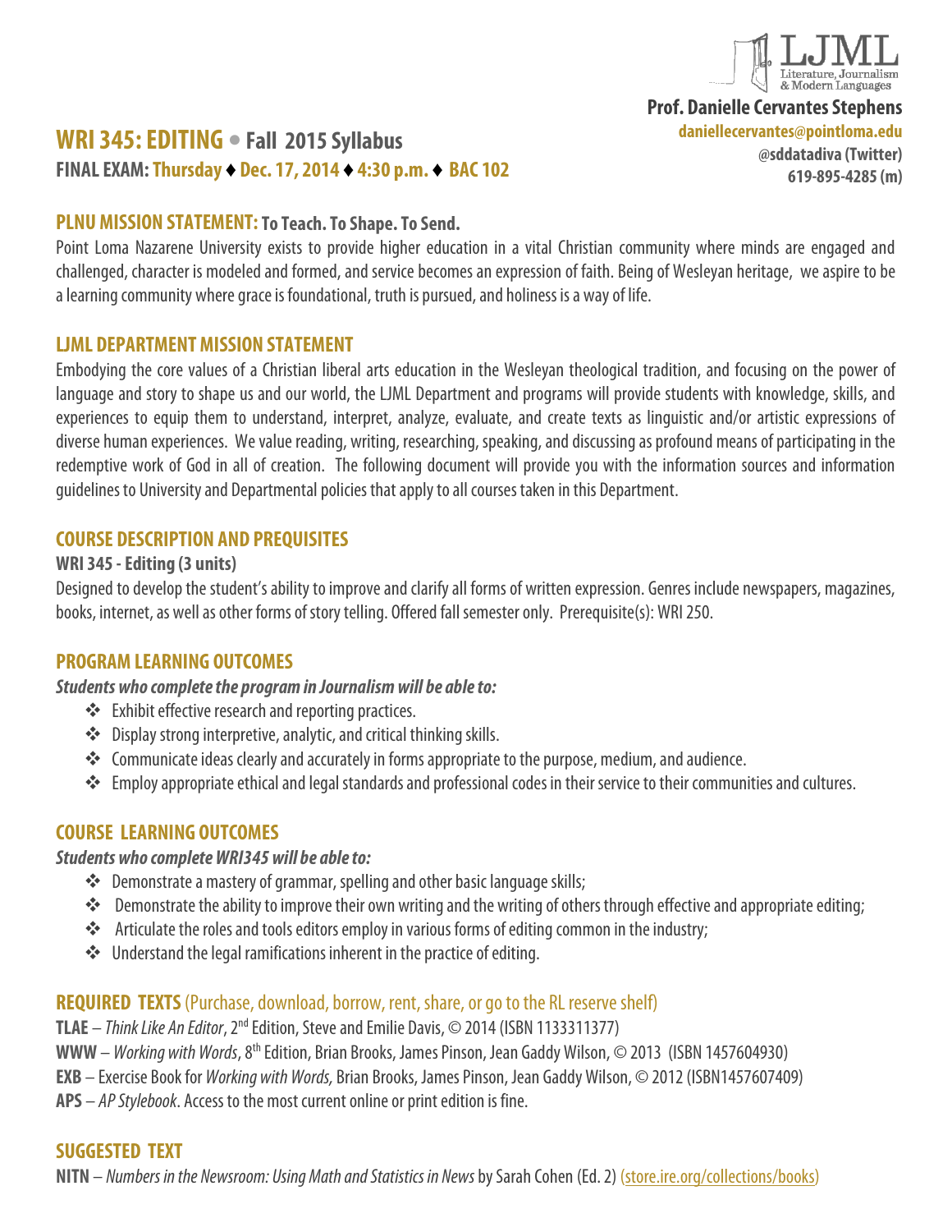LJML Literature, Journalism & Modern Languages

**Prof. Danielle Cervantes Stephens**
**daniellecervantes@pointloma.edu**
**@sddatadiva (Twitter)**
**619-895-4285 (m)**

# WRI 345: EDITING • Fall 2015 Syllabus

**FINAL EXAM: Thursday ♦ Dec. 17, 2014 ♦ 4:30 p.m. ♦ BAC 102**

## PLNU MISSION STATEMENT: To Teach. To Shape. To Send.

Point Loma Nazarene University exists to provide higher education in a vital Christian community where minds are engaged and challenged, character is modeled and formed, and service becomes an expression of faith. Being of Wesleyan heritage, we aspire to be a learning community where grace is foundational, truth is pursued, and holiness is a way of life.

## LJML DEPARTMENT MISSION STATEMENT

Embodying the core values of a Christian liberal arts education in the Wesleyan theological tradition, and focusing on the power of language and story to shape us and our world, the LJML Department and programs will provide students with knowledge, skills, and experiences to equip them to understand, interpret, analyze, evaluate, and create texts as linguistic and/or artistic expressions of diverse human experiences. We value reading, writing, researching, speaking, and discussing as profound means of participating in the redemptive work of God in all of creation. The following document will provide you with the information sources and information guidelines to University and Departmental policies that apply to all courses taken in this Department.

## COURSE DESCRIPTION AND PREQUISITES

**WRI 345 - Editing (3 units)**

Designed to develop the student's ability to improve and clarify all forms of written expression. Genres include newspapers, magazines, books, internet, as well as other forms of story telling. Offered fall semester only. Prerequisite(s): WRI 250.

## PROGRAM LEARNING OUTCOMES

***Students who complete the program in Journalism will be able to:***

- Exhibit effective research and reporting practices.
- Display strong interpretive, analytic, and critical thinking skills.
- Communicate ideas clearly and accurately in forms appropriate to the purpose, medium, and audience.
- Employ appropriate ethical and legal standards and professional codes in their service to their communities and cultures.

## COURSE LEARNING OUTCOMES

***Students who complete WRI345 will be able to:***

- Demonstrate a mastery of grammar, spelling and other basic language skills;
- Demonstrate the ability to improve their own writing and the writing of others through effective and appropriate editing;
- Articulate the roles and tools editors employ in various forms of editing common in the industry;
- Understand the legal ramifications inherent in the practice of editing.

## REQUIRED TEXTS (Purchase, download, borrow, rent, share, or go to the RL reserve shelf)

**TLAE** – *Think Like An Editor*, 2nd Edition, Steve and Emilie Davis, © 2014 (ISBN 1133311377)
**WWW** – *Working with Words*, 8th Edition, Brian Brooks, James Pinson, Jean Gaddy Wilson, © 2013 (ISBN 1457604930)
**EXB** – Exercise Book for *Working with Words,* Brian Brooks, James Pinson, Jean Gaddy Wilson, © 2012 (ISBN1457607409)
**APS** – *AP Stylebook*. Access to the most current online or print edition is fine.

## SUGGESTED TEXT

**NITN** – *Numbers in the Newsroom: Using Math and Statistics in News* by Sarah Cohen (Ed. 2) (store.ire.org/collections/books)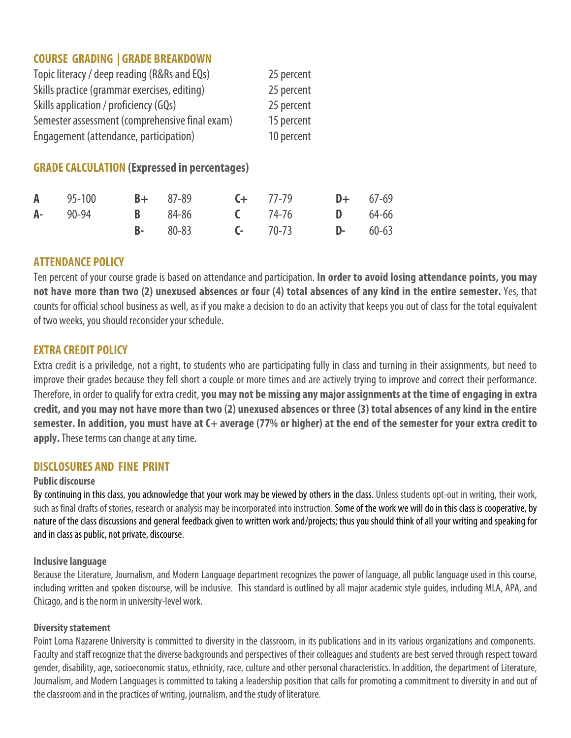## COURSE GRADING | GRADE BREAKDOWN

| | |
|---|---|
| Topic literacy / deep reading (R&Rs and EQs) | 25 percent |
| Skills practice (grammar exercises, editing) | 25 percent |
| Skills application / proficiency (GQs) | 25 percent |
| Semester assessment (comprehensive final exam) | 15 percent |
| Engagement (attendance, participation) | 10 percent |

## GRADE CALCULATION (Expressed in percentages)

| | | | | | | | |
|---|---|---|---|---|---|---|---|
| **A** | 95-100 | **B+** | 87-89 | **C+** | 77-79 | **D+** | 67-69 |
| **A-** | 90-94 | **B** | 84-86 | **C** | 74-76 | **D** | 64-66 |
| | | **B-** | 80-83 | **C-** | 70-73 | **D-** | 60-63 |

## ATTENDANCE POLICY

Ten percent of your course grade is based on attendance and participation. **In order to avoid losing attendance points, you may not have more than two (2) unexused absences or four (4) total absences of any kind in the entire semester.** Yes, that counts for official school business as well, as if you make a decision to do an activity that keeps you out of class for the total equivalent of two weeks, you should reconsider your schedule.

## EXTRA CREDIT POLICY

Extra credit is a priviledge, not a right, to students who are participating fully in class and turning in their assignments, but need to improve their grades because they fell short a couple or more times and are actively trying to improve and correct their performance. Therefore, in order to qualify for extra credit, **you may not be missing any major assignments at the time of engaging in extra credit, and you may not have more than two (2) unexused absences or three (3) total absences of any kind in the entire semester. In addition, you must have at C+ average (77% or higher) at the end of the semester for your extra credit to apply.** These terms can change at any time.

## DISCLOSURES AND FINE PRINT

### Public discourse

By continuing in this class, you acknowledge that your work may be viewed by others in the class. Unless students opt-out in writing, their work, such as final drafts of stories, research or analysis may be incorporated into instruction. Some of the work we will do in this class is cooperative, by nature of the class discussions and general feedback given to written work and/projects; thus you should think of all your writing and speaking for and in class as public, not private, discourse.

### Inclusive language

Because the Literature, Journalism, and Modern Language department recognizes the power of language, all public language used in this course, including written and spoken discourse, will be inclusive. This standard is outlined by all major academic style guides, including MLA, APA, and Chicago, and is the norm in university-level work.

### Diversity statement

Point Loma Nazarene University is committed to diversity in the classroom, in its publications and in its various organizations and components. Faculty and staff recognize that the diverse backgrounds and perspectives of their colleagues and students are best served through respect toward gender, disability, age, socioeconomic status, ethnicity, race, culture and other personal characteristics. In addition, the department of Literature, Journalism, and Modern Languages is committed to taking a leadership position that calls for promoting a commitment to diversity in and out of the classroom and in the practices of writing, journalism, and the study of literature.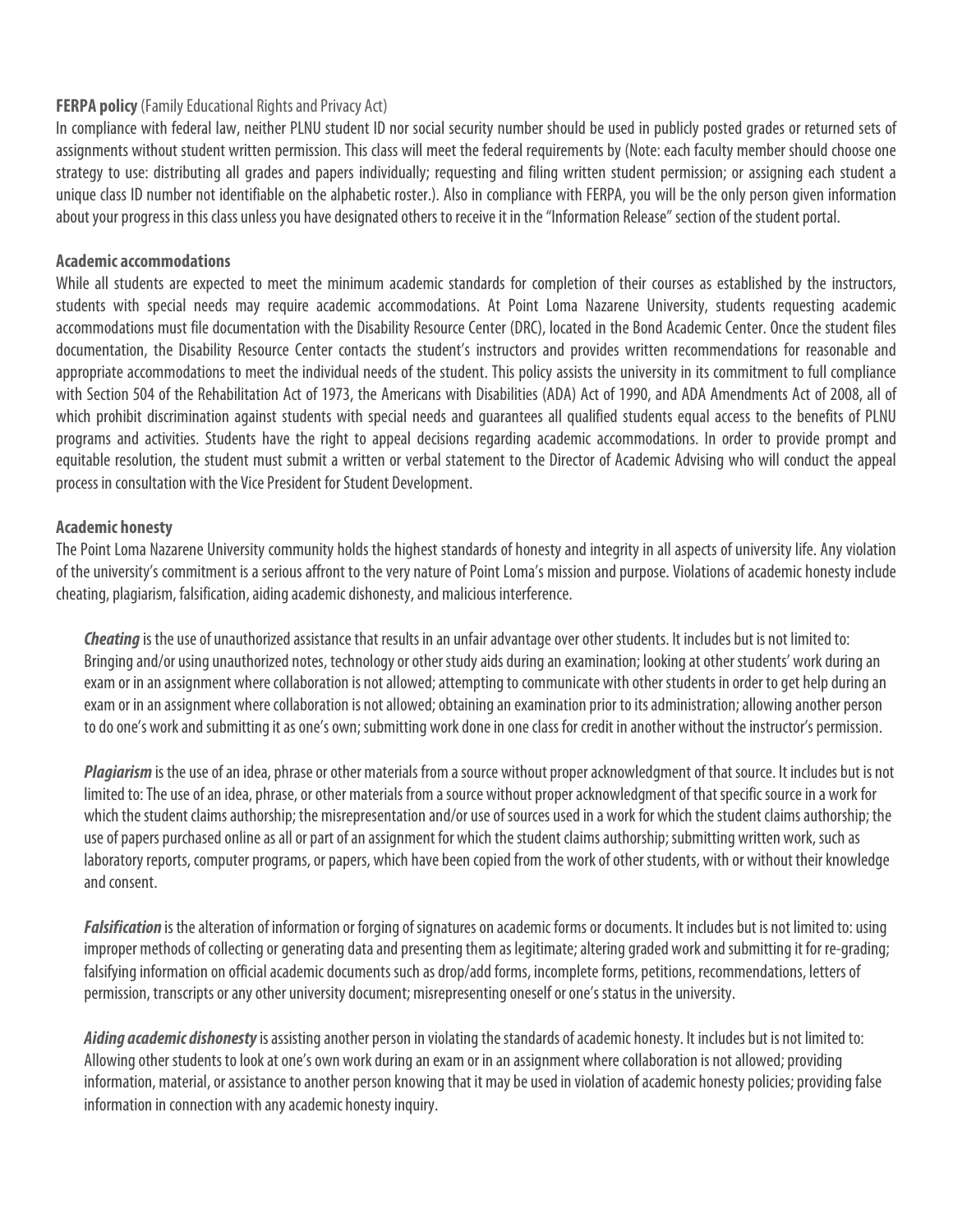**FERPA policy** (Family Educational Rights and Privacy Act)

In compliance with federal law, neither PLNU student ID nor social security number should be used in publicly posted grades or returned sets of assignments without student written permission. This class will meet the federal requirements by (Note: each faculty member should choose one strategy to use: distributing all grades and papers individually; requesting and filing written student permission; or assigning each student a unique class ID number not identifiable on the alphabetic roster.). Also in compliance with FERPA, you will be the only person given information about your progress in this class unless you have designated others to receive it in the "Information Release" section of the student portal.

**Academic accommodations**

While all students are expected to meet the minimum academic standards for completion of their courses as established by the instructors, students with special needs may require academic accommodations. At Point Loma Nazarene University, students requesting academic accommodations must file documentation with the Disability Resource Center (DRC), located in the Bond Academic Center. Once the student files documentation, the Disability Resource Center contacts the student's instructors and provides written recommendations for reasonable and appropriate accommodations to meet the individual needs of the student. This policy assists the university in its commitment to full compliance with Section 504 of the Rehabilitation Act of 1973, the Americans with Disabilities (ADA) Act of 1990, and ADA Amendments Act of 2008, all of which prohibit discrimination against students with special needs and guarantees all qualified students equal access to the benefits of PLNU programs and activities. Students have the right to appeal decisions regarding academic accommodations. In order to provide prompt and equitable resolution, the student must submit a written or verbal statement to the Director of Academic Advising who will conduct the appeal process in consultation with the Vice President for Student Development.

**Academic honesty**

The Point Loma Nazarene University community holds the highest standards of honesty and integrity in all aspects of university life. Any violation of the university's commitment is a serious affront to the very nature of Point Loma's mission and purpose. Violations of academic honesty include cheating, plagiarism, falsification, aiding academic dishonesty, and malicious interference.

***Cheating*** is the use of unauthorized assistance that results in an unfair advantage over other students. It includes but is not limited to: Bringing and/or using unauthorized notes, technology or other study aids during an examination; looking at other students' work during an exam or in an assignment where collaboration is not allowed; attempting to communicate with other students in order to get help during an exam or in an assignment where collaboration is not allowed; obtaining an examination prior to its administration; allowing another person to do one's work and submitting it as one's own; submitting work done in one class for credit in another without the instructor's permission.

***Plagiarism*** is the use of an idea, phrase or other materials from a source without proper acknowledgment of that source. It includes but is not limited to: The use of an idea, phrase, or other materials from a source without proper acknowledgment of that specific source in a work for which the student claims authorship; the misrepresentation and/or use of sources used in a work for which the student claims authorship; the use of papers purchased online as all or part of an assignment for which the student claims authorship; submitting written work, such as laboratory reports, computer programs, or papers, which have been copied from the work of other students, with or without their knowledge and consent.

***Falsification*** is the alteration of information or forging of signatures on academic forms or documents. It includes but is not limited to: using improper methods of collecting or generating data and presenting them as legitimate; altering graded work and submitting it for re-grading; falsifying information on official academic documents such as drop/add forms, incomplete forms, petitions, recommendations, letters of permission, transcripts or any other university document; misrepresenting oneself or one's status in the university.

***Aiding academic dishonesty*** is assisting another person in violating the standards of academic honesty. It includes but is not limited to: Allowing other students to look at one's own work during an exam or in an assignment where collaboration is not allowed; providing information, material, or assistance to another person knowing that it may be used in violation of academic honesty policies; providing false information in connection with any academic honesty inquiry.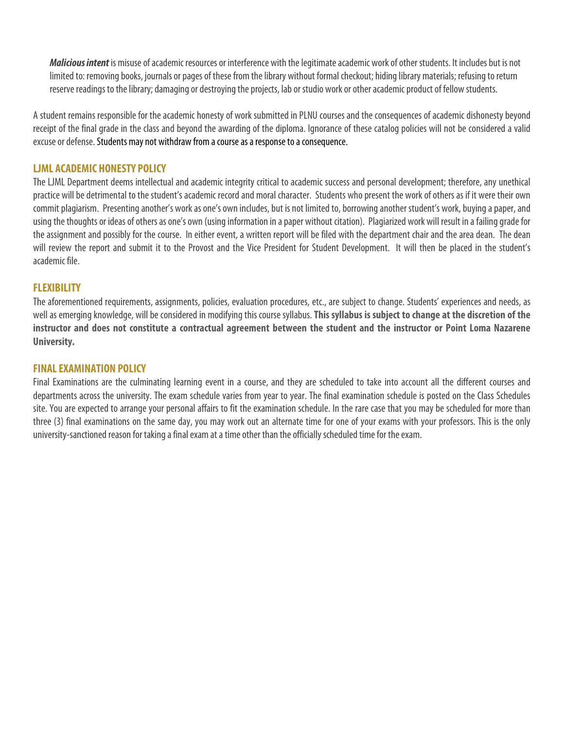***Malicious intent*** is misuse of academic resources or interference with the legitimate academic work of other students. It includes but is not limited to: removing books, journals or pages of these from the library without formal checkout; hiding library materials; refusing to return reserve readings to the library; damaging or destroying the projects, lab or studio work or other academic product of fellow students.

A student remains responsible for the academic honesty of work submitted in PLNU courses and the consequences of academic dishonesty beyond receipt of the final grade in the class and beyond the awarding of the diploma. Ignorance of these catalog policies will not be considered a valid excuse or defense. Students may not withdraw from a course as a response to a consequence.

## LJML ACADEMIC HONESTY POLICY

The LJML Department deems intellectual and academic integrity critical to academic success and personal development; therefore, any unethical practice will be detrimental to the student's academic record and moral character. Students who present the work of others as if it were their own commit plagiarism. Presenting another's work as one's own includes, but is not limited to, borrowing another student's work, buying a paper, and using the thoughts or ideas of others as one's own (using information in a paper without citation). Plagiarized work will result in a failing grade for the assignment and possibly for the course. In either event, a written report will be filed with the department chair and the area dean. The dean will review the report and submit it to the Provost and the Vice President for Student Development. It will then be placed in the student's academic file.

## FLEXIBILITY

The aforementioned requirements, assignments, policies, evaluation procedures, etc., are subject to change. Students' experiences and needs, as well as emerging knowledge, will be considered in modifying this course syllabus. **This syllabus is subject to change at the discretion of the instructor and does not constitute a contractual agreement between the student and the instructor or Point Loma Nazarene University.**

## FINAL EXAMINATION POLICY

Final Examinations are the culminating learning event in a course, and they are scheduled to take into account all the different courses and departments across the university. The exam schedule varies from year to year. The final examination schedule is posted on the Class Schedules site. You are expected to arrange your personal affairs to fit the examination schedule. In the rare case that you may be scheduled for more than three (3) final examinations on the same day, you may work out an alternate time for one of your exams with your professors. This is the only university-sanctioned reason for taking a final exam at a time other than the officially scheduled time for the exam.